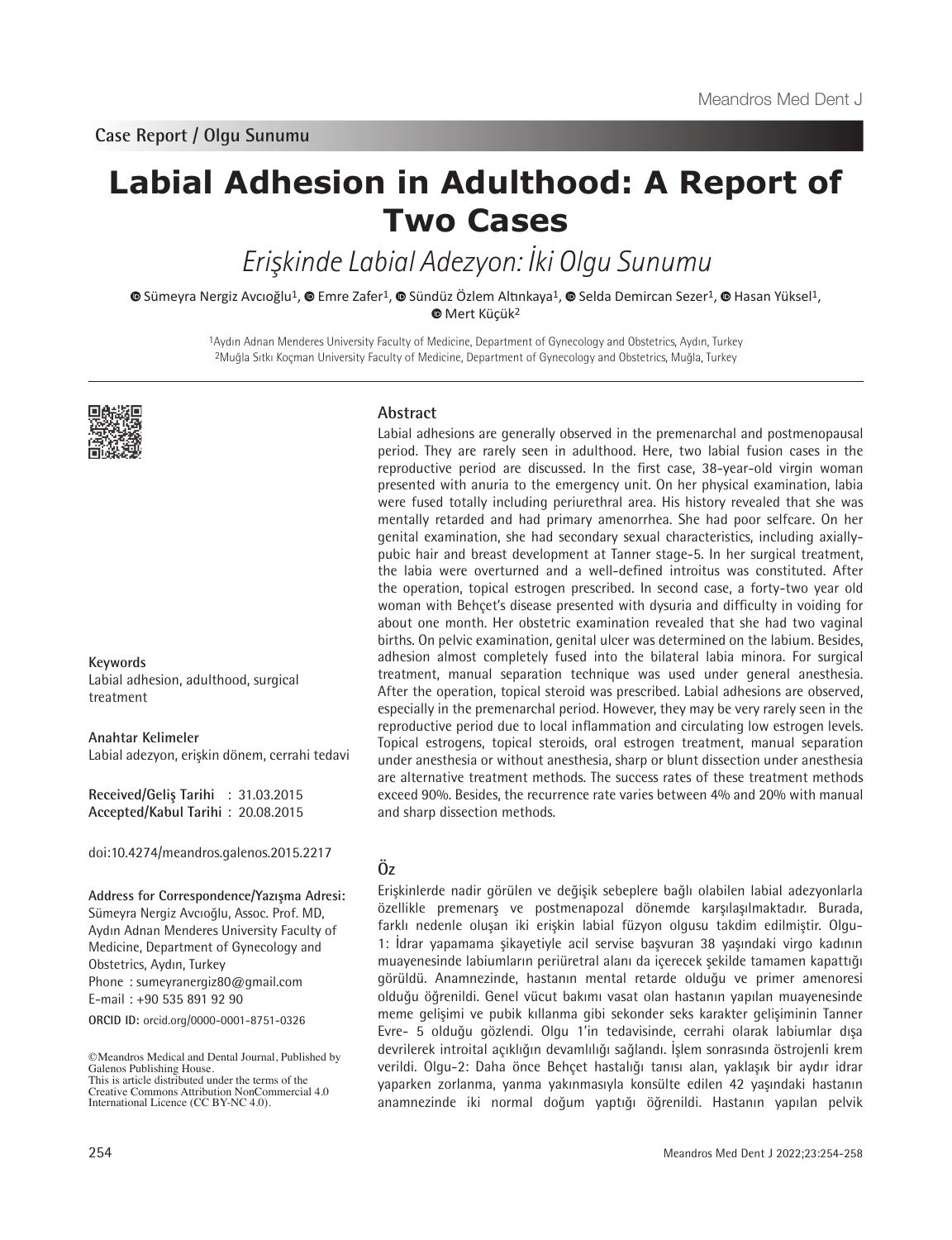Case Report / Olgu Sunumu

# Labial Adhesion in Adulthood: A Report of Two Cases

*Erişkinde Labial Adezyon: İki Olgu Sunumu*

Sümeyra Nergiz Avcıoğlu[1], Emre Zafer[1], Sündüz Özlem Altınkaya[1], Selda Demircan Sezer[1], Hasan Yüksel[1], Mert Küçük[2]

[1]Aydın Adnan Menderes University Faculty of Medicine, Department of Gynecology and Obstetrics, Aydın, Turkey
[2]Muğla Sıtkı Koçman University Faculty of Medicine, Department of Gynecology and Obstetrics, Muğla, Turkey

## Abstract

Labial adhesions are generally observed in the premenarchal and postmenopausal period. They are rarely seen in adulthood. Here, two labial fusion cases in the reproductive period are discussed. In the first case, 38-year-old virgin woman presented with anuria to the emergency unit. On her physical examination, labia were fused totally including periurethral area. His history revealed that she was mentally retarded and had primary amenorrhea. She had poor selfcare. On her genital examination, she had secondary sexual characteristics, including axially-pubic hair and breast development at Tanner stage-5. In her surgical treatment, the labia were overturned and a well-defined introitus was constituted. After the operation, topical estrogen prescribed. In second case, a forty-two year old woman with Behçet's disease presented with dysuria and difficulty in voiding for about one month. Her obstetric examination revealed that she had two vaginal births. On pelvic examination, genital ulcer was determined on the labium. Besides, adhesion almost completely fused into the bilateral labia minora. For surgical treatment, manual separation technique was used under general anesthesia. After the operation, topical steroid was prescribed. Labial adhesions are observed, especially in the premenarchal period. However, they may be very rarely seen in the reproductive period due to local inflammation and circulating low estrogen levels. Topical estrogens, topical steroids, oral estrogen treatment, manual separation under anesthesia or without anesthesia, sharp or blunt dissection under anesthesia are alternative treatment methods. The success rates of these treatment methods exceed 90%. Besides, the recurrence rate varies between 4% and 20% with manual and sharp dissection methods.

**Keywords**
Labial adhesion, adulthood, surgical treatment

**Anahtar Kelimeler**
Labial adezyon, erişkin dönem, cerrahi tedavi

**Received/Geliş Tarihi** : 31.03.2015
**Accepted/Kabul Tarihi** : 20.08.2015

doi:10.4274/meandros.galenos.2015.2217

**Address for Correspondence/Yazışma Adresi:**
Sümeyra Nergiz Avcıoğlu, Assoc. Prof. MD,
Aydın Adnan Menderes University Faculty of Medicine, Department of Gynecology and Obstetrics, Aydın, Turkey
Phone : sumeyranergiz80@gmail.com
E-mail : +90 535 891 92 90

**ORCID ID:** orcid.org/0000-0001-8751-0326

©Meandros Medical and Dental Journal, Published by Galenos Publishing House.
This is article distributed under the terms of the Creative Commons Attribution NonCommercial 4.0 International Licence (CC BY-NC 4.0).

## Öz

Erişkinlerde nadir görülen ve değişik sebeplere bağlı olabilen labial adezyonlarla özellikle premenarş ve postmenapozal dönemde karşılaşılmaktadır. Burada, farklı nedenle oluşan iki erişkin labial füzyon olgusu takdim edilmiştir. Olgu-1: İdrar yapamama şikayetiyle acil servise başvuran 38 yaşındaki virgo kadının muayenesinde labiumların periüretral alanı da içerecek şekilde tamamen kapattığı görüldü. Anamnezinde, hastanın mental retarde olduğu ve primer amenoresi olduğu öğrenildi. Genel vücut bakımı vasat olan hastanın yapılan muayenesinde meme gelişimi ve pubik kıllanma gibi sekonder seks karakter gelişiminin Tanner Evre- 5 olduğu gözlendi. Olgu 1'in tedavisinde, cerrahi olarak labiumlar dışa devrilerek introital açıklığın devamlılığı sağlandı. İşlem sonrasında östrojenli krem verildi. Olgu-2: Daha önce Behçet hastalığı tanısı alan, yaklaşık bir aydır idrar yaparken zorlanma, yanma yakınmasıyla konsülte edilen 42 yaşındaki hastanın anamnezinde iki normal doğum yaptığı öğrenildi. Hastanın yapılan pelvik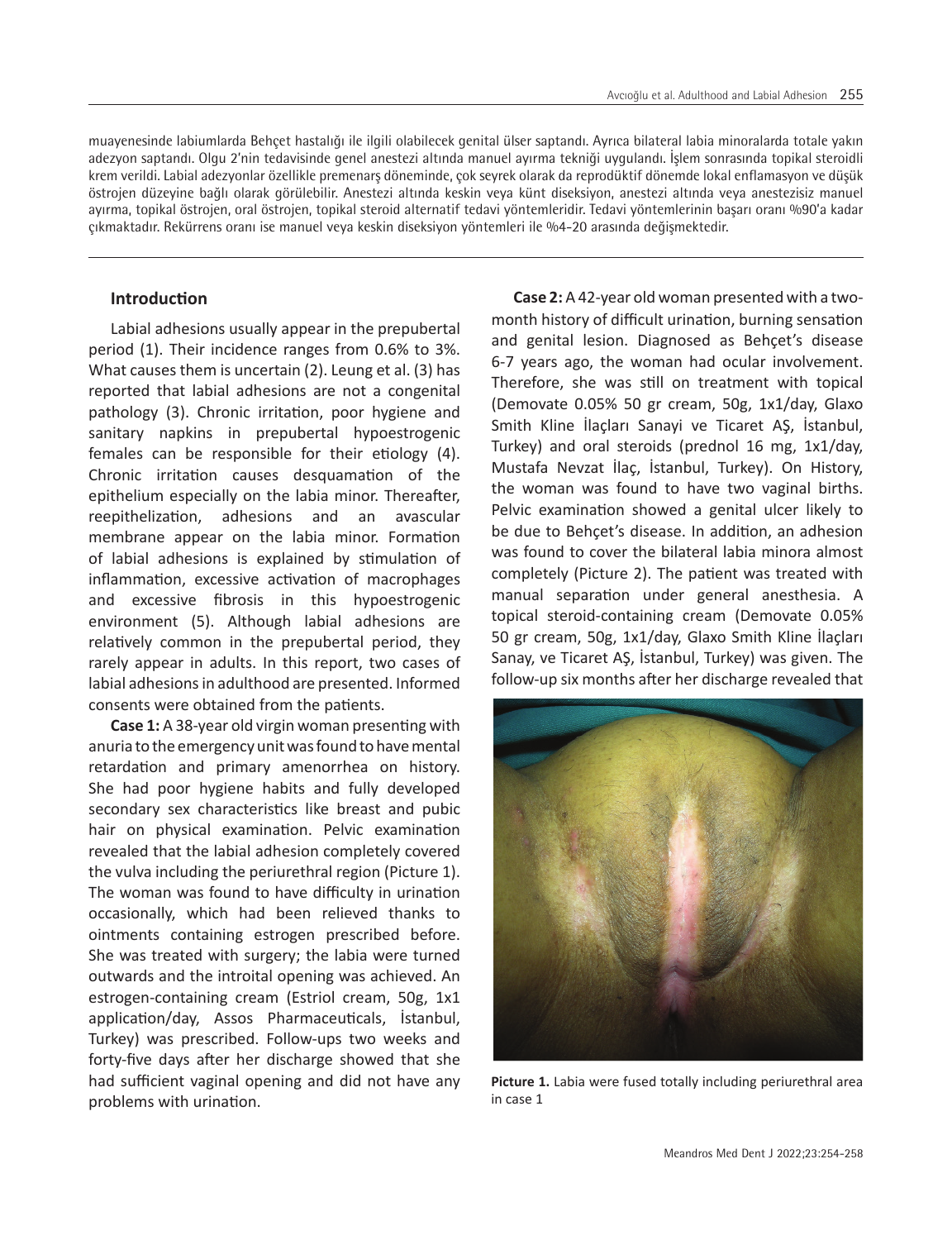muayenesinde labiumlarda Behçet hastalığı ile ilgili olabilecek genital ülser saptandı. Ayrıca bilateral labia minoralarda totale yakın adezyon saptandı. Olgu 2'nin tedavisinde genel anestezi altında manuel ayırma tekniği uygulandı. İşlem sonrasında topikal steroidli krem verildi. Labial adezyonlar özellikle premenarş döneminde, çok seyrek olarak da reprodüktif dönemde lokal enflamasyon ve düşük östrojen düzeyine bağlı olarak görülebilir. Anestezi altında keskin veya künt diseksiyon, anestezi altında veya anestezisiz manuel ayırma, topikal östrojen, oral östrojen, topikal steroid alternatif tedavi yöntemleridir. Tedavi yöntemlerinin başarı oranı %90'a kadar çıkmaktadır. Rekürrens oranı ise manuel veya keskin diseksiyon yöntemleri ile %4-20 arasında değişmektedir.

## Introduction

Labial adhesions usually appear in the prepubertal period (1). Their incidence ranges from 0.6% to 3%. What causes them is uncertain (2). Leung et al. (3) has reported that labial adhesions are not a congenital pathology (3). Chronic irritation, poor hygiene and sanitary napkins in prepubertal hypoestrogenic females can be responsible for their etiology (4). Chronic irritation causes desquamation of the epithelium especially on the labia minor. Thereafter, reepithelization, adhesions and an avascular membrane appear on the labia minor. Formation of labial adhesions is explained by stimulation of inflammation, excessive activation of macrophages and excessive fibrosis in this hypoestrogenic environment (5). Although labial adhesions are relatively common in the prepubertal period, they rarely appear in adults. In this report, two cases of labial adhesions in adulthood are presented. Informed consents were obtained from the patients.

**Case 1:** A 38-year old virgin woman presenting with anuria to the emergency unit was found to have mental retardation and primary amenorrhea on history. She had poor hygiene habits and fully developed secondary sex characteristics like breast and pubic hair on physical examination. Pelvic examination revealed that the labial adhesion completely covered the vulva including the periurethral region (Picture 1). The woman was found to have difficulty in urination occasionally, which had been relieved thanks to ointments containing estrogen prescribed before. She was treated with surgery; the labia were turned outwards and the introital opening was achieved. An estrogen-containing cream (Estriol cream, 50g, 1x1 application/day, Assos Pharmaceuticals, İstanbul, Turkey) was prescribed. Follow-ups two weeks and forty-five days after her discharge showed that she had sufficient vaginal opening and did not have any problems with urination.

**Case 2:** A 42-year old woman presented with a two-month history of difficult urination, burning sensation and genital lesion. Diagnosed as Behçet's disease 6-7 years ago, the woman had ocular involvement. Therefore, she was still on treatment with topical (Demovate 0.05% 50 gr cream, 50g, 1x1/day, Glaxo Smith Kline İlaçları Sanayi ve Ticaret AŞ, İstanbul, Turkey) and oral steroids (prednol 16 mg, 1x1/day, Mustafa Nevzat İlaç, İstanbul, Turkey). On History, the woman was found to have two vaginal births. Pelvic examination showed a genital ulcer likely to be due to Behçet's disease. In addition, an adhesion was found to cover the bilateral labia minora almost completely (Picture 2). The patient was treated with manual separation under general anesthesia. A topical steroid-containing cream (Demovate 0.05% 50 gr cream, 50g, 1x1/day, Glaxo Smith Kline İlaçları Sanay, ve Ticaret AŞ, İstanbul, Turkey) was given. The follow-up six months after her discharge revealed that

**Picture 1.** Labia were fused totally including periurethral area in case 1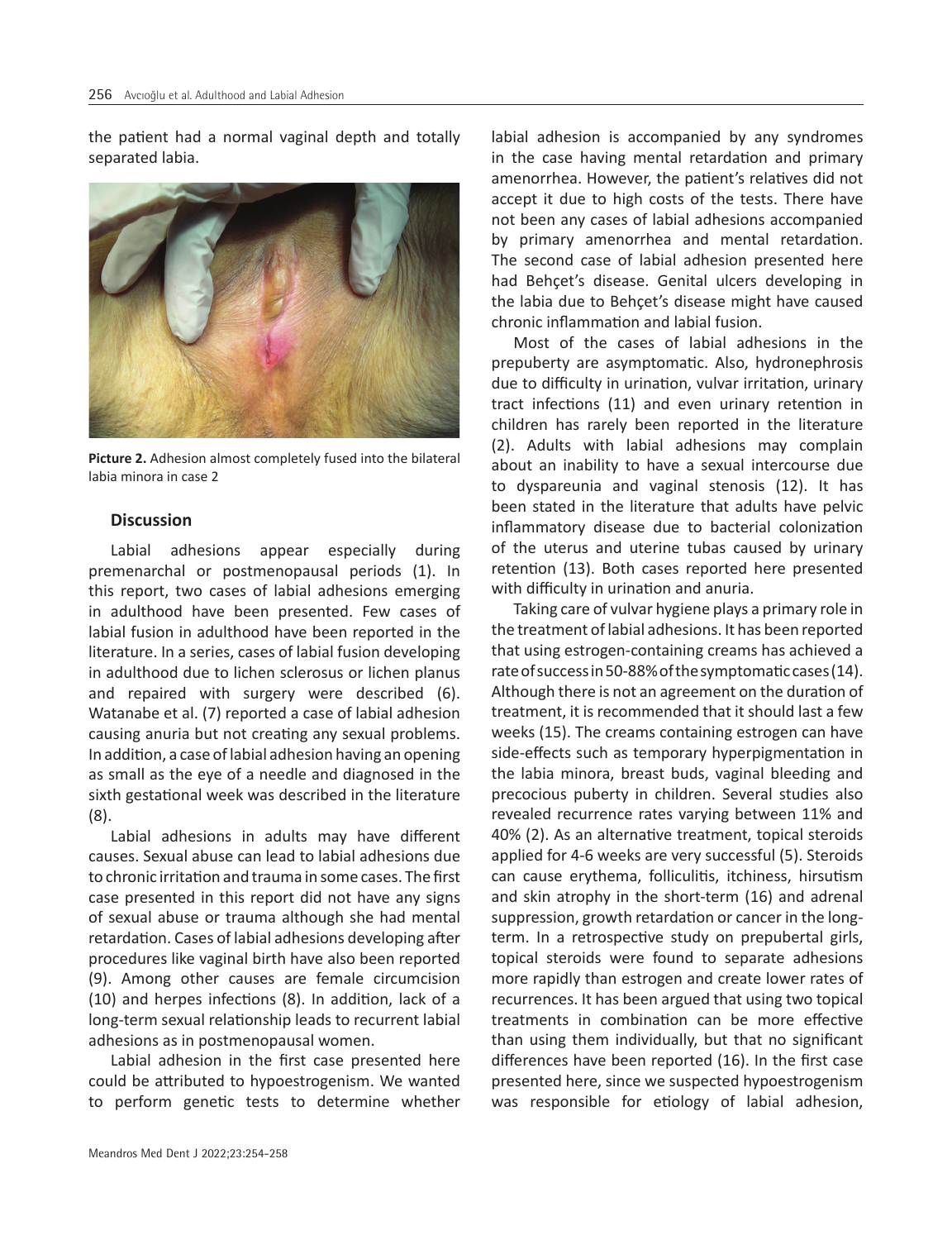the patient had a normal vaginal depth and totally separated labia.

**Picture 2.** Adhesion almost completely fused into the bilateral labia minora in case 2

## Discussion

Labial adhesions appear especially during premenarchal or postmenopausal periods (1). In this report, two cases of labial adhesions emerging in adulthood have been presented. Few cases of labial fusion in adulthood have been reported in the literature. In a series, cases of labial fusion developing in adulthood due to lichen sclerosus or lichen planus and repaired with surgery were described (6). Watanabe et al. (7) reported a case of labial adhesion causing anuria but not creating any sexual problems. In addition, a case of labial adhesion having an opening as small as the eye of a needle and diagnosed in the sixth gestational week was described in the literature (8).

Labial adhesions in adults may have different causes. Sexual abuse can lead to labial adhesions due to chronic irritation and trauma in some cases. The first case presented in this report did not have any signs of sexual abuse or trauma although she had mental retardation. Cases of labial adhesions developing after procedures like vaginal birth have also been reported (9). Among other causes are female circumcision (10) and herpes infections (8). In addition, lack of a long-term sexual relationship leads to recurrent labial adhesions as in postmenopausal women.

Labial adhesion in the first case presented here could be attributed to hypoestrogenism. We wanted to perform genetic tests to determine whether labial adhesion is accompanied by any syndromes in the case having mental retardation and primary amenorrhea. However, the patient's relatives did not accept it due to high costs of the tests. There have not been any cases of labial adhesions accompanied by primary amenorrhea and mental retardation. The second case of labial adhesion presented here had Behçet's disease. Genital ulcers developing in the labia due to Behçet's disease might have caused chronic inflammation and labial fusion.

Most of the cases of labial adhesions in the prepuberty are asymptomatic. Also, hydronephrosis due to difficulty in urination, vulvar irritation, urinary tract infections (11) and even urinary retention in children has rarely been reported in the literature (2). Adults with labial adhesions may complain about an inability to have a sexual intercourse due to dyspareunia and vaginal stenosis (12). It has been stated in the literature that adults have pelvic inflammatory disease due to bacterial colonization of the uterus and uterine tubas caused by urinary retention (13). Both cases reported here presented with difficulty in urination and anuria.

Taking care of vulvar hygiene plays a primary role in the treatment of labial adhesions. It has been reported that using estrogen-containing creams has achieved a rate of success in 50-88% of the symptomatic cases (14). Although there is not an agreement on the duration of treatment, it is recommended that it should last a few weeks (15). The creams containing estrogen can have side-effects such as temporary hyperpigmentation in the labia minora, breast buds, vaginal bleeding and precocious puberty in children. Several studies also revealed recurrence rates varying between 11% and 40% (2). As an alternative treatment, topical steroids applied for 4-6 weeks are very successful (5). Steroids can cause erythema, folliculitis, itchiness, hirsutism and skin atrophy in the short-term (16) and adrenal suppression, growth retardation or cancer in the long-term. In a retrospective study on prepubertal girls, topical steroids were found to separate adhesions more rapidly than estrogen and create lower rates of recurrences. It has been argued that using two topical treatments in combination can be more effective than using them individually, but that no significant differences have been reported (16). In the first case presented here, since we suspected hypoestrogenism was responsible for etiology of labial adhesion,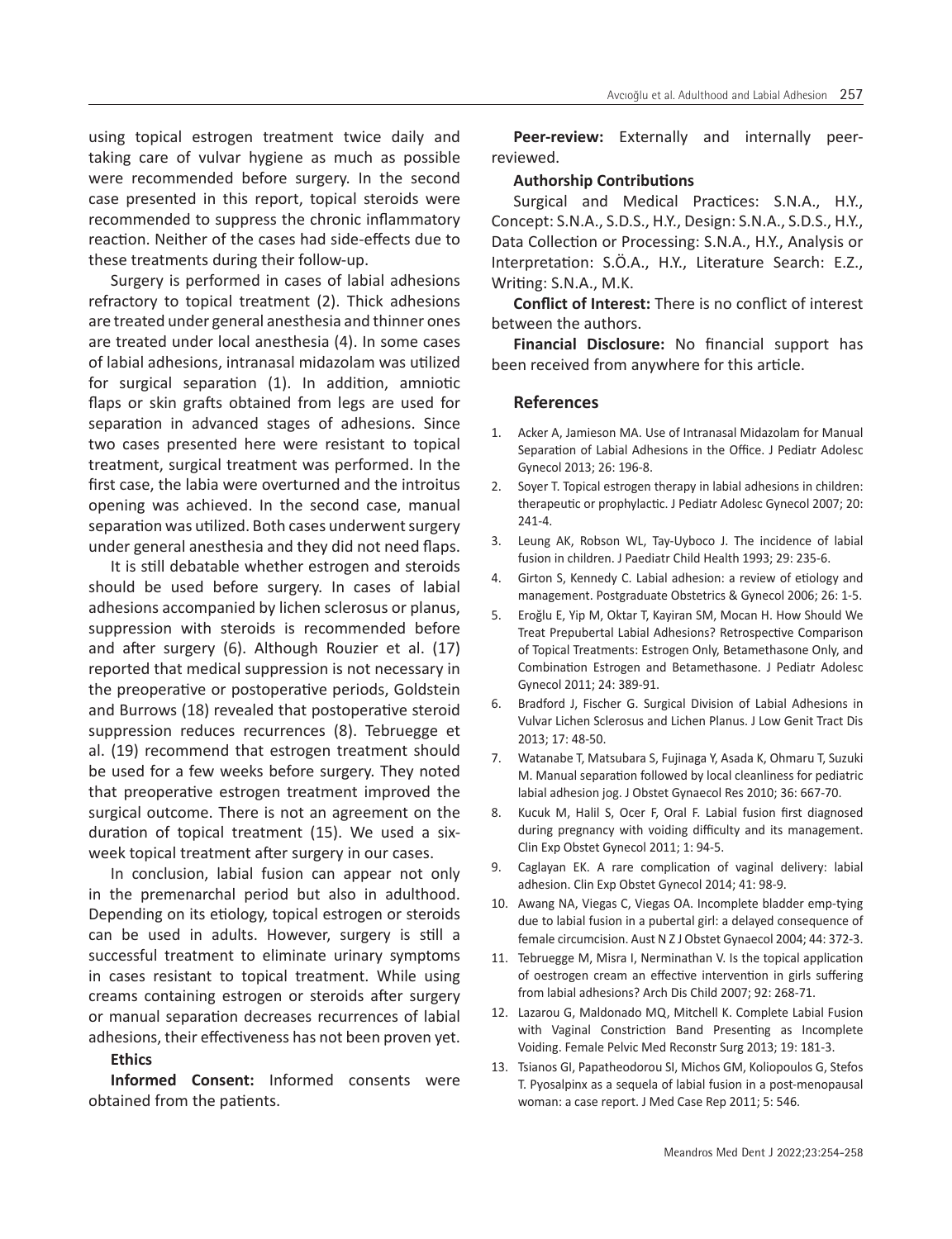using topical estrogen treatment twice daily and taking care of vulvar hygiene as much as possible were recommended before surgery. In the second case presented in this report, topical steroids were recommended to suppress the chronic inflammatory reaction. Neither of the cases had side-effects due to these treatments during their follow-up.

Surgery is performed in cases of labial adhesions refractory to topical treatment (2). Thick adhesions are treated under general anesthesia and thinner ones are treated under local anesthesia (4). In some cases of labial adhesions, intranasal midazolam was utilized for surgical separation (1). In addition, amniotic flaps or skin grafts obtained from legs are used for separation in advanced stages of adhesions. Since two cases presented here were resistant to topical treatment, surgical treatment was performed. In the first case, the labia were overturned and the introitus opening was achieved. In the second case, manual separation was utilized. Both cases underwent surgery under general anesthesia and they did not need flaps.

It is still debatable whether estrogen and steroids should be used before surgery. In cases of labial adhesions accompanied by lichen sclerosus or planus, suppression with steroids is recommended before and after surgery (6). Although Rouzier et al. (17) reported that medical suppression is not necessary in the preoperative or postoperative periods, Goldstein and Burrows (18) revealed that postoperative steroid suppression reduces recurrences (8). Tebruegge et al. (19) recommend that estrogen treatment should be used for a few weeks before surgery. They noted that preoperative estrogen treatment improved the surgical outcome. There is not an agreement on the duration of topical treatment (15). We used a six-week topical treatment after surgery in our cases.

In conclusion, labial fusion can appear not only in the premenarchal period but also in adulthood. Depending on its etiology, topical estrogen or steroids can be used in adults. However, surgery is still a successful treatment to eliminate urinary symptoms in cases resistant to topical treatment. While using creams containing estrogen or steroids after surgery or manual separation decreases recurrences of labial adhesions, their effectiveness has not been proven yet.

**Ethics**

**Informed Consent:** Informed consents were obtained from the patients.

**Peer-review:** Externally and internally peer-reviewed.

**Authorship Contributions**

Surgical and Medical Practices: S.N.A., H.Y., Concept: S.N.A., S.D.S., H.Y., Design: S.N.A., S.D.S., H.Y., Data Collection or Processing: S.N.A., H.Y., Analysis or Interpretation: S.Ö.A., H.Y., Literature Search: E.Z., Writing: S.N.A., M.K.

**Conflict of Interest:** There is no conflict of interest between the authors.

**Financial Disclosure:** No financial support has been received from anywhere for this article.

## References

1. Acker A, Jamieson MA. Use of Intranasal Midazolam for Manual Separation of Labial Adhesions in the Office. J Pediatr Adolesc Gynecol 2013; 26: 196-8.
2. Soyer T. Topical estrogen therapy in labial adhesions in children: therapeutic or prophylactic. J Pediatr Adolesc Gynecol 2007; 20: 241-4.
3. Leung AK, Robson WL, Tay-Uyboco J. The incidence of labial fusion in children. J Paediatr Child Health 1993; 29: 235-6.
4. Girton S, Kennedy C. Labial adhesion: a review of etiology and management. Postgraduate Obstetrics & Gynecol 2006; 26: 1-5.
5. Eroğlu E, Yip M, Oktar T, Kayiran SM, Mocan H. How Should We Treat Prepubertal Labial Adhesions? Retrospective Comparison of Topical Treatments: Estrogen Only, Betamethasone Only, and Combination Estrogen and Betamethasone. J Pediatr Adolesc Gynecol 2011; 24: 389-91.
6. Bradford J, Fischer G. Surgical Division of Labial Adhesions in Vulvar Lichen Sclerosus and Lichen Planus. J Low Genit Tract Dis 2013; 17: 48-50.
7. Watanabe T, Matsubara S, Fujinaga Y, Asada K, Ohmaru T, Suzuki M. Manual separation followed by local cleanliness for pediatric labial adhesion jog. J Obstet Gynaecol Res 2010; 36: 667-70.
8. Kucuk M, Halil S, Ocer F, Oral F. Labial fusion first diagnosed during pregnancy with voiding difficulty and its management. Clin Exp Obstet Gynecol 2011; 1: 94-5.
9. Caglayan EK. A rare complication of vaginal delivery: labial adhesion. Clin Exp Obstet Gynecol 2014; 41: 98-9.
10. Awang NA, Viegas C, Viegas OA. Incomplete bladder emp-tying due to labial fusion in a pubertal girl: a delayed consequence of female circumcision. Aust N Z J Obstet Gynaecol 2004; 44: 372-3.
11. Tebruegge M, Misra I, Nerminathan V. Is the topical application of oestrogen cream an effective intervention in girls suffering from labial adhesions? Arch Dis Child 2007; 92: 268-71.
12. Lazarou G, Maldonado MQ, Mitchell K. Complete Labial Fusion with Vaginal Constriction Band Presenting as Incomplete Voiding. Female Pelvic Med Reconstr Surg 2013; 19: 181-3.
13. Tsianos GI, Papatheodorou SI, Michos GM, Koliopoulos G, Stefos T. Pyosalpinx as a sequela of labial fusion in a post-menopausal woman: a case report. J Med Case Rep 2011; 5: 546.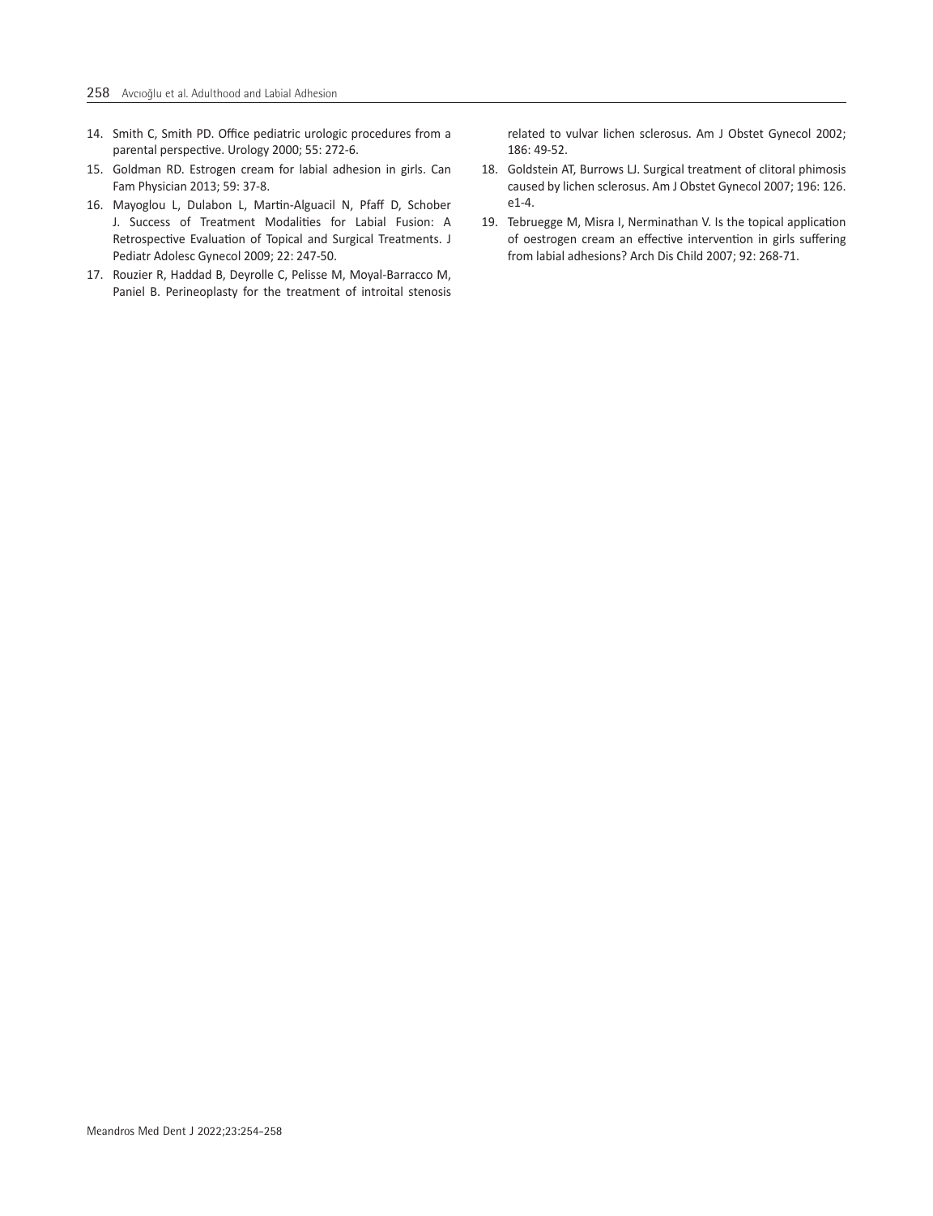14. Smith C, Smith PD. Office pediatric urologic procedures from a parental perspective. Urology 2000; 55: 272-6.
15. Goldman RD. Estrogen cream for labial adhesion in girls. Can Fam Physician 2013; 59: 37-8.
16. Mayoglou L, Dulabon L, Martin-Alguacil N, Pfaff D, Schober J. Success of Treatment Modalities for Labial Fusion: A Retrospective Evaluation of Topical and Surgical Treatments. J Pediatr Adolesc Gynecol 2009; 22: 247-50.
17. Rouzier R, Haddad B, Deyrolle C, Pelisse M, Moyal-Barracco M, Paniel B. Perineoplasty for the treatment of introital stenosis related to vulvar lichen sclerosus. Am J Obstet Gynecol 2002; 186: 49-52.
18. Goldstein AT, Burrows LJ. Surgical treatment of clitoral phimosis caused by lichen sclerosus. Am J Obstet Gynecol 2007; 196: 126.e1-4.
19. Tebruegge M, Misra I, Nerminathan V. Is the topical application of oestrogen cream an effective intervention in girls suffering from labial adhesions? Arch Dis Child 2007; 92: 268-71.